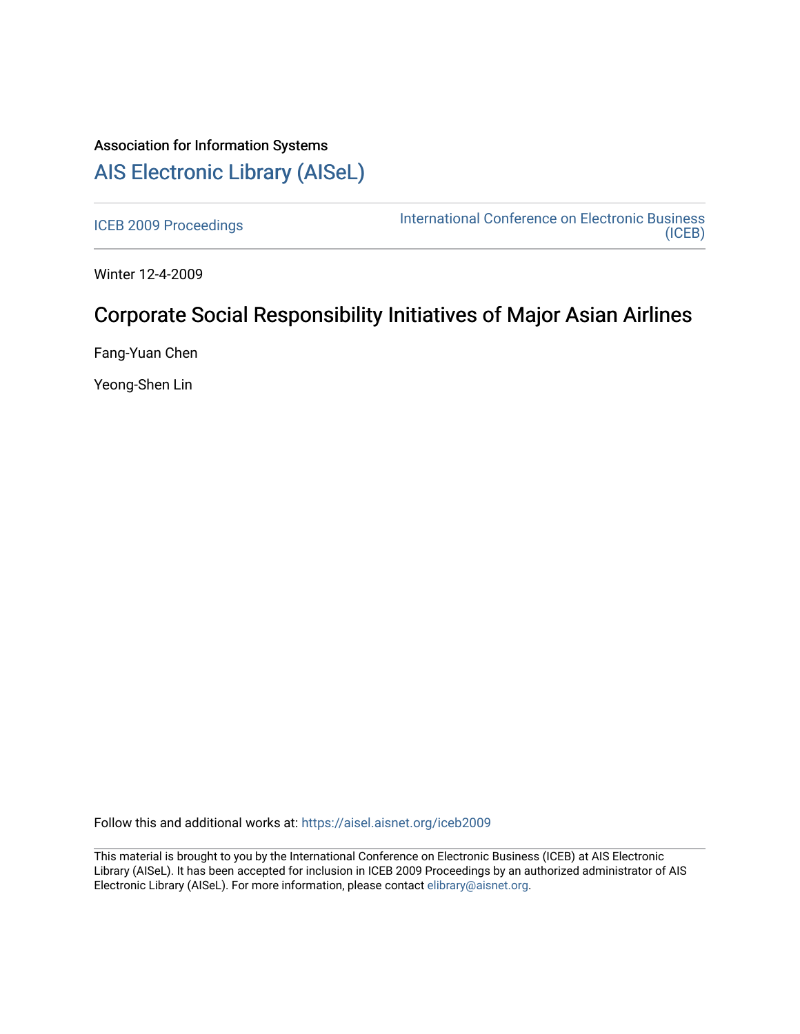Association for Information Systems

# AIS Electronic Library (AISeL)

ICEB 2009 Proceedings

International Conference on Electronic Business (ICEB)

Winter 12-4-2009

## Corporate Social Responsibility Initiatives of Major Asian Airlines

Fang-Yuan Chen

Yeong-Shen Lin

Follow this and additional works at: https://aisel.aisnet.org/iceb2009

This material is brought to you by the International Conference on Electronic Business (ICEB) at AIS Electronic Library (AISeL). It has been accepted for inclusion in ICEB 2009 Proceedings by an authorized administrator of AIS Electronic Library (AISeL). For more information, please contact elibrary@aisnet.org.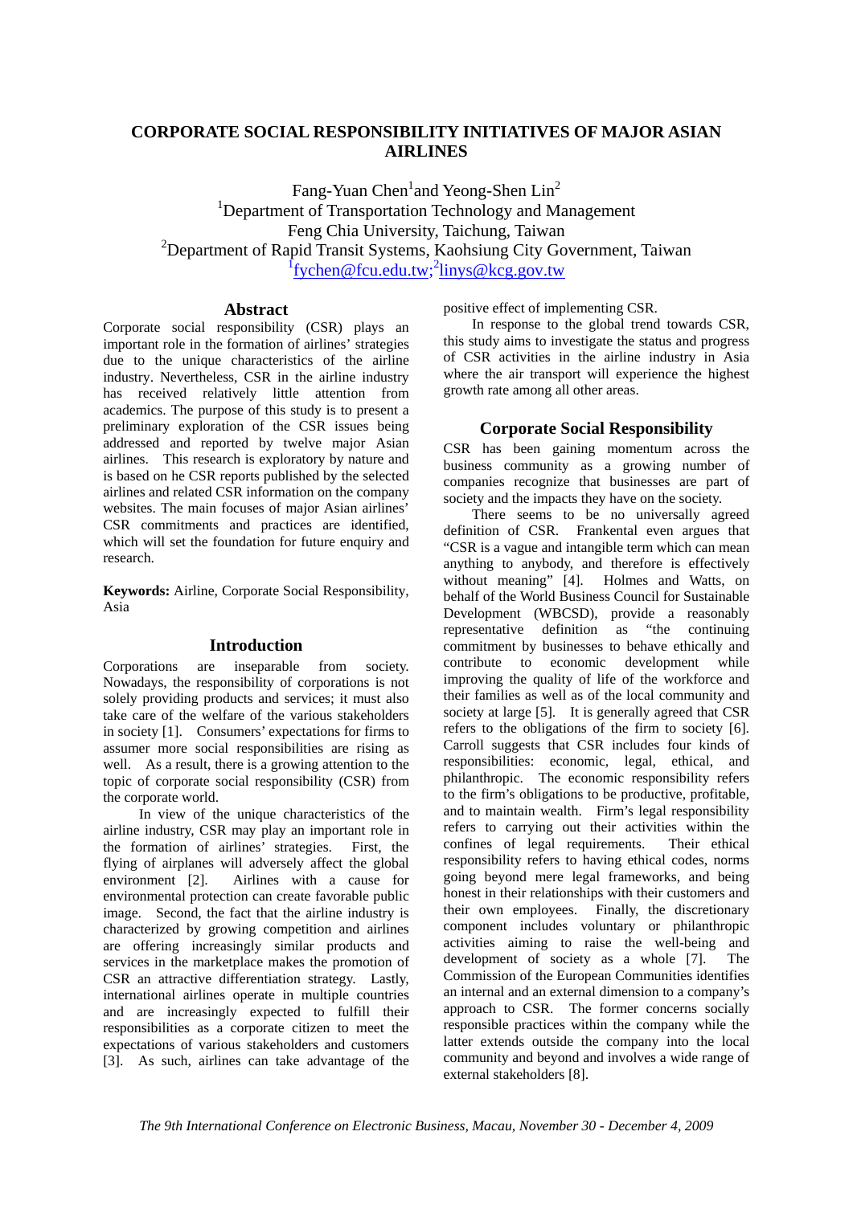# CORPORATE SOCIAL RESPONSIBILITY INITIATIVES OF MAJOR ASIAN AIRLINES

Fang-Yuan Chen[1] and Yeong-Shen Lin[2]
[1]Department of Transportation Technology and Management
Feng Chia University, Taichung, Taiwan
[2]Department of Rapid Transit Systems, Kaohsiung City Government, Taiwan
[1]fychen@fcu.edu.tw; [2]linys@kcg.gov.tw

## Abstract

Corporate social responsibility (CSR) plays an important role in the formation of airlines' strategies due to the unique characteristics of the airline industry. Nevertheless, CSR in the airline industry has received relatively little attention from academics. The purpose of this study is to present a preliminary exploration of the CSR issues being addressed and reported by twelve major Asian airlines. This research is exploratory by nature and is based on he CSR reports published by the selected airlines and related CSR information on the company websites. The main focuses of major Asian airlines' CSR commitments and practices are identified, which will set the foundation for future enquiry and research.

**Keywords:** Airline, Corporate Social Responsibility, Asia

## Introduction

Corporations are inseparable from society. Nowadays, the responsibility of corporations is not solely providing products and services; it must also take care of the welfare of the various stakeholders in society [1]. Consumers' expectations for firms to assumer more social responsibilities are rising as well. As a result, there is a growing attention to the topic of corporate social responsibility (CSR) from the corporate world.

In view of the unique characteristics of the airline industry, CSR may play an important role in the formation of airlines' strategies. First, the flying of airplanes will adversely affect the global environment [2]. Airlines with a cause for environmental protection can create favorable public image. Second, the fact that the airline industry is characterized by growing competition and airlines are offering increasingly similar products and services in the marketplace makes the promotion of CSR an attractive differentiation strategy. Lastly, international airlines operate in multiple countries and are increasingly expected to fulfill their responsibilities as a corporate citizen to meet the expectations of various stakeholders and customers [3]. As such, airlines can take advantage of the positive effect of implementing CSR.

In response to the global trend towards CSR, this study aims to investigate the status and progress of CSR activities in the airline industry in Asia where the air transport will experience the highest growth rate among all other areas.

## Corporate Social Responsibility

CSR has been gaining momentum across the business community as a growing number of companies recognize that businesses are part of society and the impacts they have on the society.

There seems to be no universally agreed definition of CSR. Frankental even argues that "CSR is a vague and intangible term which can mean anything to anybody, and therefore is effectively without meaning" [4]. Holmes and Watts, on behalf of the World Business Council for Sustainable Development (WBCSD), provide a reasonably representative definition as "the continuing commitment by businesses to behave ethically and contribute to economic development while improving the quality of life of the workforce and their families as well as of the local community and society at large [5]. It is generally agreed that CSR refers to the obligations of the firm to society [6]. Carroll suggests that CSR includes four kinds of responsibilities: economic, legal, ethical, and philanthropic. The economic responsibility refers to the firm's obligations to be productive, profitable, and to maintain wealth. Firm's legal responsibility refers to carrying out their activities within the confines of legal requirements. Their ethical responsibility refers to having ethical codes, norms going beyond mere legal frameworks, and being honest in their relationships with their customers and their own employees. Finally, the discretionary component includes voluntary or philanthropic activities aiming to raise the well-being and development of society as a whole [7]. The Commission of the European Communities identifies an internal and an external dimension to a company's approach to CSR. The former concerns socially responsible practices within the company while the latter extends outside the company into the local community and beyond and involves a wide range of external stakeholders [8].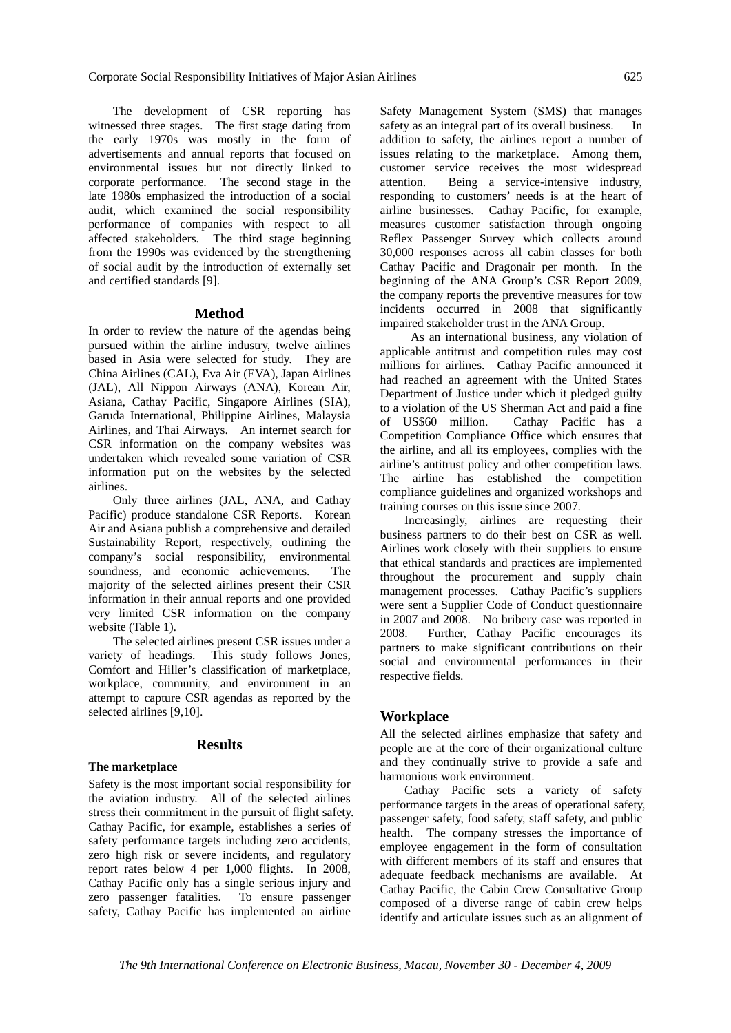The development of CSR reporting has witnessed three stages. The first stage dating from the early 1970s was mostly in the form of advertisements and annual reports that focused on environmental issues but not directly linked to corporate performance. The second stage in the late 1980s emphasized the introduction of a social audit, which examined the social responsibility performance of companies with respect to all affected stakeholders. The third stage beginning from the 1990s was evidenced by the strengthening of social audit by the introduction of externally set and certified standards [9].

## Method

In order to review the nature of the agendas being pursued within the airline industry, twelve airlines based in Asia were selected for study. They are China Airlines (CAL), Eva Air (EVA), Japan Airlines (JAL), All Nippon Airways (ANA), Korean Air, Asiana, Cathay Pacific, Singapore Airlines (SIA), Garuda International, Philippine Airlines, Malaysia Airlines, and Thai Airways. An internet search for CSR information on the company websites was undertaken which revealed some variation of CSR information put on the websites by the selected airlines.

Only three airlines (JAL, ANA, and Cathay Pacific) produce standalone CSR Reports. Korean Air and Asiana publish a comprehensive and detailed Sustainability Report, respectively, outlining the company's social responsibility, environmental soundness, and economic achievements. The majority of the selected airlines present their CSR information in their annual reports and one provided very limited CSR information on the company website (Table 1).

The selected airlines present CSR issues under a variety of headings. This study follows Jones, Comfort and Hiller's classification of marketplace, workplace, community, and environment in an attempt to capture CSR agendas as reported by the selected airlines [9,10].

## Results

### The marketplace

Safety is the most important social responsibility for the aviation industry. All of the selected airlines stress their commitment in the pursuit of flight safety. Cathay Pacific, for example, establishes a series of safety performance targets including zero accidents, zero high risk or severe incidents, and regulatory report rates below 4 per 1,000 flights. In 2008, Cathay Pacific only has a single serious injury and zero passenger fatalities. To ensure passenger safety, Cathay Pacific has implemented an airline Safety Management System (SMS) that manages safety as an integral part of its overall business. In addition to safety, the airlines report a number of issues relating to the marketplace. Among them, customer service receives the most widespread attention. Being a service-intensive industry, responding to customers' needs is at the heart of airline businesses. Cathay Pacific, for example, measures customer satisfaction through ongoing Reflex Passenger Survey which collects around 30,000 responses across all cabin classes for both Cathay Pacific and Dragonair per month. In the beginning of the ANA Group's CSR Report 2009, the company reports the preventive measures for tow incidents occurred in 2008 that significantly impaired stakeholder trust in the ANA Group.

As an international business, any violation of applicable antitrust and competition rules may cost millions for airlines. Cathay Pacific announced it had reached an agreement with the United States Department of Justice under which it pledged guilty to a violation of the US Sherman Act and paid a fine of US$60 million. Cathay Pacific has a Competition Compliance Office which ensures that the airline, and all its employees, complies with the airline's antitrust policy and other competition laws. The airline has established the competition compliance guidelines and organized workshops and training courses on this issue since 2007.

Increasingly, airlines are requesting their business partners to do their best on CSR as well. Airlines work closely with their suppliers to ensure that ethical standards and practices are implemented throughout the procurement and supply chain management processes. Cathay Pacific's suppliers were sent a Supplier Code of Conduct questionnaire in 2007 and 2008. No bribery case was reported in 2008. Further, Cathay Pacific encourages its partners to make significant contributions on their social and environmental performances in their respective fields.

### Workplace

All the selected airlines emphasize that safety and people are at the core of their organizational culture and they continually strive to provide a safe and harmonious work environment.

Cathay Pacific sets a variety of safety performance targets in the areas of operational safety, passenger safety, food safety, staff safety, and public health. The company stresses the importance of employee engagement in the form of consultation with different members of its staff and ensures that adequate feedback mechanisms are available. At Cathay Pacific, the Cabin Crew Consultative Group composed of a diverse range of cabin crew helps identify and articulate issues such as an alignment of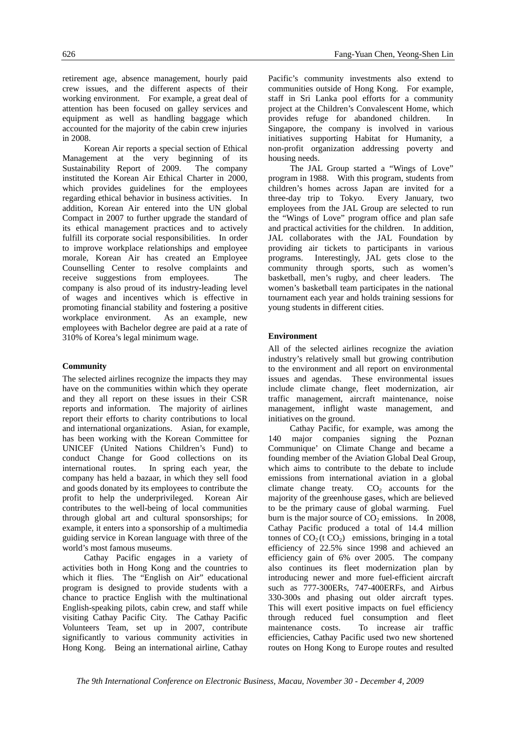retirement age, absence management, hourly paid crew issues, and the different aspects of their working environment. For example, a great deal of attention has been focused on galley services and equipment as well as handling baggage which accounted for the majority of the cabin crew injuries in 2008.

Korean Air reports a special section of Ethical Management at the very beginning of its Sustainability Report of 2009. The company instituted the Korean Air Ethical Charter in 2000, which provides guidelines for the employees regarding ethical behavior in business activities. In addition, Korean Air entered into the UN global Compact in 2007 to further upgrade the standard of its ethical management practices and to actively fulfill its corporate social responsibilities. In order to improve workplace relationships and employee morale, Korean Air has created an Employee Counselling Center to resolve complaints and receive suggestions from employees. The company is also proud of its industry-leading level of wages and incentives which is effective in promoting financial stability and fostering a positive workplace environment. As an example, new employees with Bachelor degree are paid at a rate of 310% of Korea's legal minimum wage.

**Community**

The selected airlines recognize the impacts they may have on the communities within which they operate and they all report on these issues in their CSR reports and information. The majority of airlines report their efforts to charity contributions to local and international organizations. Asian, for example, has been working with the Korean Committee for UNICEF (United Nations Children's Fund) to conduct Change for Good collections on its international routes. In spring each year, the company has held a bazaar, in which they sell food and goods donated by its employees to contribute the profit to help the underprivileged. Korean Air contributes to the well-being of local communities through global art and cultural sponsorships; for example, it enters into a sponsorship of a multimedia guiding service in Korean language with three of the world's most famous museums.

Cathay Pacific engages in a variety of activities both in Hong Kong and the countries to which it flies. The "English on Air" educational program is designed to provide students with a chance to practice English with the multinational English-speaking pilots, cabin crew, and staff while visiting Cathay Pacific City. The Cathay Pacific Volunteers Team, set up in 2007, contribute significantly to various community activities in Hong Kong. Being an international airline, Cathay Pacific's community investments also extend to communities outside of Hong Kong. For example, staff in Sri Lanka pool efforts for a community project at the Children's Convalescent Home, which provides refuge for abandoned children. In Singapore, the company is involved in various initiatives supporting Habitat for Humanity, a non-profit organization addressing poverty and housing needs.

The JAL Group started a "Wings of Love" program in 1988. With this program, students from children's homes across Japan are invited for a three-day trip to Tokyo. Every January, two employees from the JAL Group are selected to run the "Wings of Love" program office and plan safe and practical activities for the children. In addition, JAL collaborates with the JAL Foundation by providing air tickets to participants in various programs. Interestingly, JAL gets close to the community through sports, such as women's basketball, men's rugby, and cheer leaders. The women's basketball team participates in the national tournament each year and holds training sessions for young students in different cities.

**Environment**

All of the selected airlines recognize the aviation industry's relatively small but growing contribution to the environment and all report on environmental issues and agendas. These environmental issues include climate change, fleet modernization, air traffic management, aircraft maintenance, noise management, inflight waste management, and initiatives on the ground.

Cathay Pacific, for example, was among the 140 major companies signing the Poznan Communique' on Climate Change and became a founding member of the Aviation Global Deal Group, which aims to contribute to the debate to include emissions from international aviation in a global climate change treaty. $CO_2$ accounts for the majority of the greenhouse gases, which are believed to be the primary cause of global warming. Fuel burn is the major source of $CO_2$ emissions. In 2008, Cathay Pacific produced a total of 14.4 million tonnes of $CO_2$ (t $CO_2$) emissions, bringing in a total efficiency of 22.5% since 1998 and achieved an efficiency gain of 6% over 2005. The company also continues its fleet modernization plan by introducing newer and more fuel-efficient aircraft such as 777-300ERs, 747-400ERFs, and Airbus 330-300s and phasing out older aircraft types. This will exert positive impacts on fuel efficiency through reduced fuel consumption and fleet maintenance costs. To increase air traffic efficiencies, Cathay Pacific used two new shortened routes on Hong Kong to Europe routes and resulted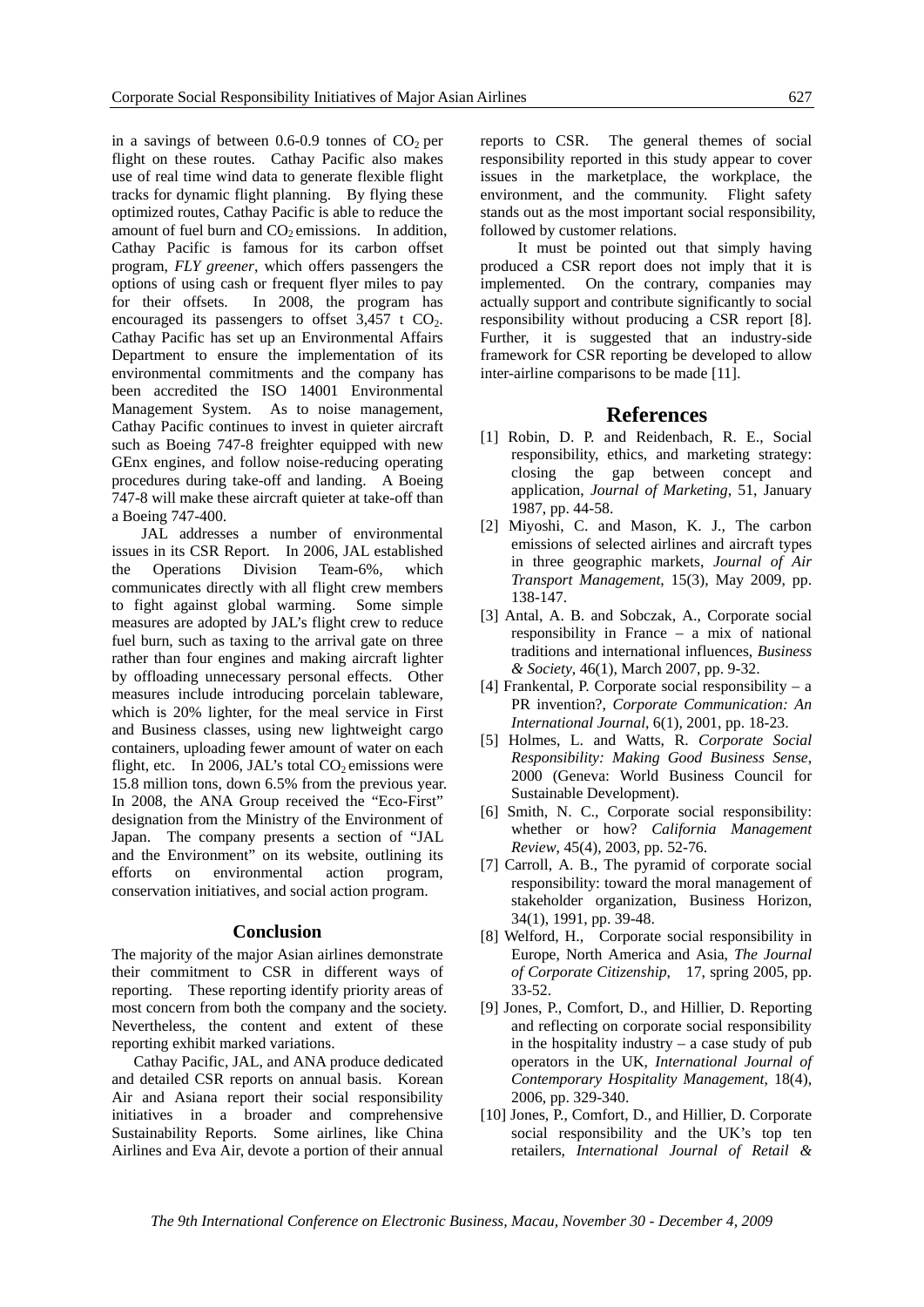in a savings of between 0.6-0.9 tonnes of $CO_2$ per flight on these routes. Cathay Pacific also makes use of real time wind data to generate flexible flight tracks for dynamic flight planning. By flying these optimized routes, Cathay Pacific is able to reduce the amount of fuel burn and $CO_2$ emissions. In addition, Cathay Pacific is famous for its carbon offset program, *FLY greener*, which offers passengers the options of using cash or frequent flyer miles to pay for their offsets. In 2008, the program has encouraged its passengers to offset 3,457 t $CO_2$. Cathay Pacific has set up an Environmental Affairs Department to ensure the implementation of its environmental commitments and the company has been accredited the ISO 14001 Environmental Management System. As to noise management, Cathay Pacific continues to invest in quieter aircraft such as Boeing 747-8 freighter equipped with new GEnx engines, and follow noise-reducing operating procedures during take-off and landing. A Boeing 747-8 will make these aircraft quieter at take-off than a Boeing 747-400.

JAL addresses a number of environmental issues in its CSR Report. In 2006, JAL established the Operations Division Team-6%, which communicates directly with all flight crew members to fight against global warming. Some simple measures are adopted by JAL's flight crew to reduce fuel burn, such as taxing to the arrival gate on three rather than four engines and making aircraft lighter by offloading unnecessary personal effects. Other measures include introducing porcelain tableware, which is 20% lighter, for the meal service in First and Business classes, using new lightweight cargo containers, uploading fewer amount of water on each flight, etc. In 2006, JAL's total $CO_2$ emissions were 15.8 million tons, down 6.5% from the previous year. In 2008, the ANA Group received the "Eco-First" designation from the Ministry of the Environment of Japan. The company presents a section of "JAL and the Environment" on its website, outlining its efforts on environmental action program, conservation initiatives, and social action program.

## Conclusion

The majority of the major Asian airlines demonstrate their commitment to CSR in different ways of reporting. These reporting identify priority areas of most concern from both the company and the society. Nevertheless, the content and extent of these reporting exhibit marked variations.

Cathay Pacific, JAL, and ANA produce dedicated and detailed CSR reports on annual basis. Korean Air and Asiana report their social responsibility initiatives in a broader and comprehensive Sustainability Reports. Some airlines, like China Airlines and Eva Air, devote a portion of their annual reports to CSR. The general themes of social responsibility reported in this study appear to cover issues in the marketplace, the workplace, the environment, and the community. Flight safety stands out as the most important social responsibility, followed by customer relations.

It must be pointed out that simply having produced a CSR report does not imply that it is implemented. On the contrary, companies may actually support and contribute significantly to social responsibility without producing a CSR report [8]. Further, it is suggested that an industry-side framework for CSR reporting be developed to allow inter-airline comparisons to be made [11].

## References

[1] Robin, D. P. and Reidenbach, R. E., Social responsibility, ethics, and marketing strategy: closing the gap between concept and application, *Journal of Marketing*, 51, January 1987, pp. 44-58.

[2] Miyoshi, C. and Mason, K. J., The carbon emissions of selected airlines and aircraft types in three geographic markets, *Journal of Air Transport Management*, 15(3), May 2009, pp. 138-147.

[3] Antal, A. B. and Sobczak, A., Corporate social responsibility in France – a mix of national traditions and international influences, *Business & Society*, 46(1), March 2007, pp. 9-32.

[4] Frankental, P. Corporate social responsibility – a PR invention?, *Corporate Communication: An International Journal*, 6(1), 2001, pp. 18-23.

[5] Holmes, L. and Watts, R. *Corporate Social Responsibility: Making Good Business Sense*, 2000 (Geneva: World Business Council for Sustainable Development).

[6] Smith, N. C., Corporate social responsibility: whether or how? *California Management Review*, 45(4), 2003, pp. 52-76.

[7] Carroll, A. B., The pyramid of corporate social responsibility: toward the moral management of stakeholder organization, Business Horizon, 34(1), 1991, pp. 39-48.

[8] Welford, H., Corporate social responsibility in Europe, North America and Asia, *The Journal of Corporate Citizenship*, 17, spring 2005, pp. 33-52.

[9] Jones, P., Comfort, D., and Hillier, D. Reporting and reflecting on corporate social responsibility in the hospitality industry – a case study of pub operators in the UK, *International Journal of Contemporary Hospitality Management*, 18(4), 2006, pp. 329-340.

[10] Jones, P., Comfort, D., and Hillier, D. Corporate social responsibility and the UK's top ten retailers, *International Journal of Retail &*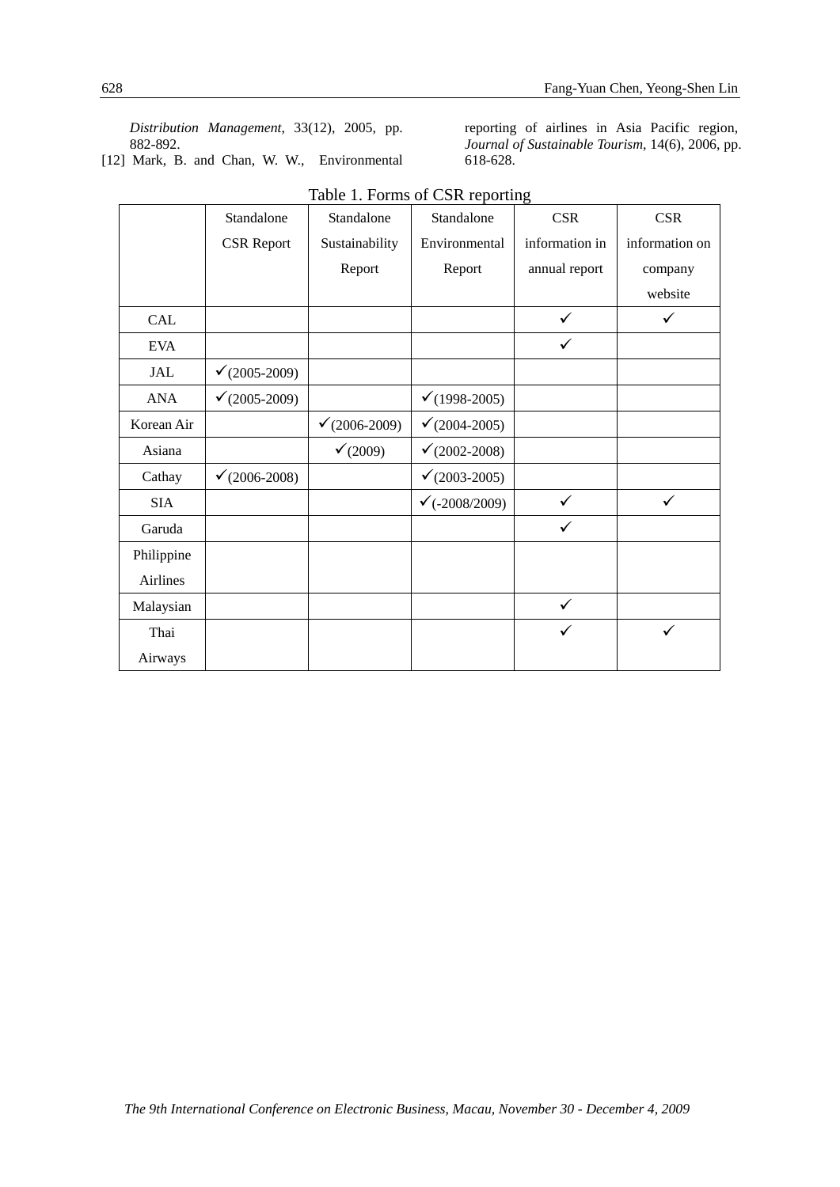*Distribution Management*, 33(12), 2005, pp. 882-892.

[12] Mark, B. and Chan, W. W., Environmental reporting of airlines in Asia Pacific region, *Journal of Sustainable Tourism*, 14(6), 2006, pp. 618-628.

Table 1. Forms of CSR reporting

| | Standalone CSR Report | Standalone Sustainability Report | Standalone Environmental Report | CSR information in annual report | CSR information on company website |
|---|---|---|---|---|---|
| CAL | | | | ✓ | ✓ |
| EVA | | | | ✓ | |
| JAL | ✓(2005-2009) | | | | |
| ANA | ✓(2005-2009) | | ✓(1998-2005) | | |
| Korean Air | | ✓(2006-2009) | ✓(2004-2005) | | |
| Asiana | | ✓(2009) | ✓(2002-2008) | | |
| Cathay | ✓(2006-2008) | | ✓(2003-2005) | | |
| SIA | | | ✓(-2008/2009) | ✓ | ✓ |
| Garuda | | | | ✓ | |
| Philippine Airlines | | | | | |
| Malaysian | | | | ✓ | |
| Thai Airways | | | | ✓ | ✓ |